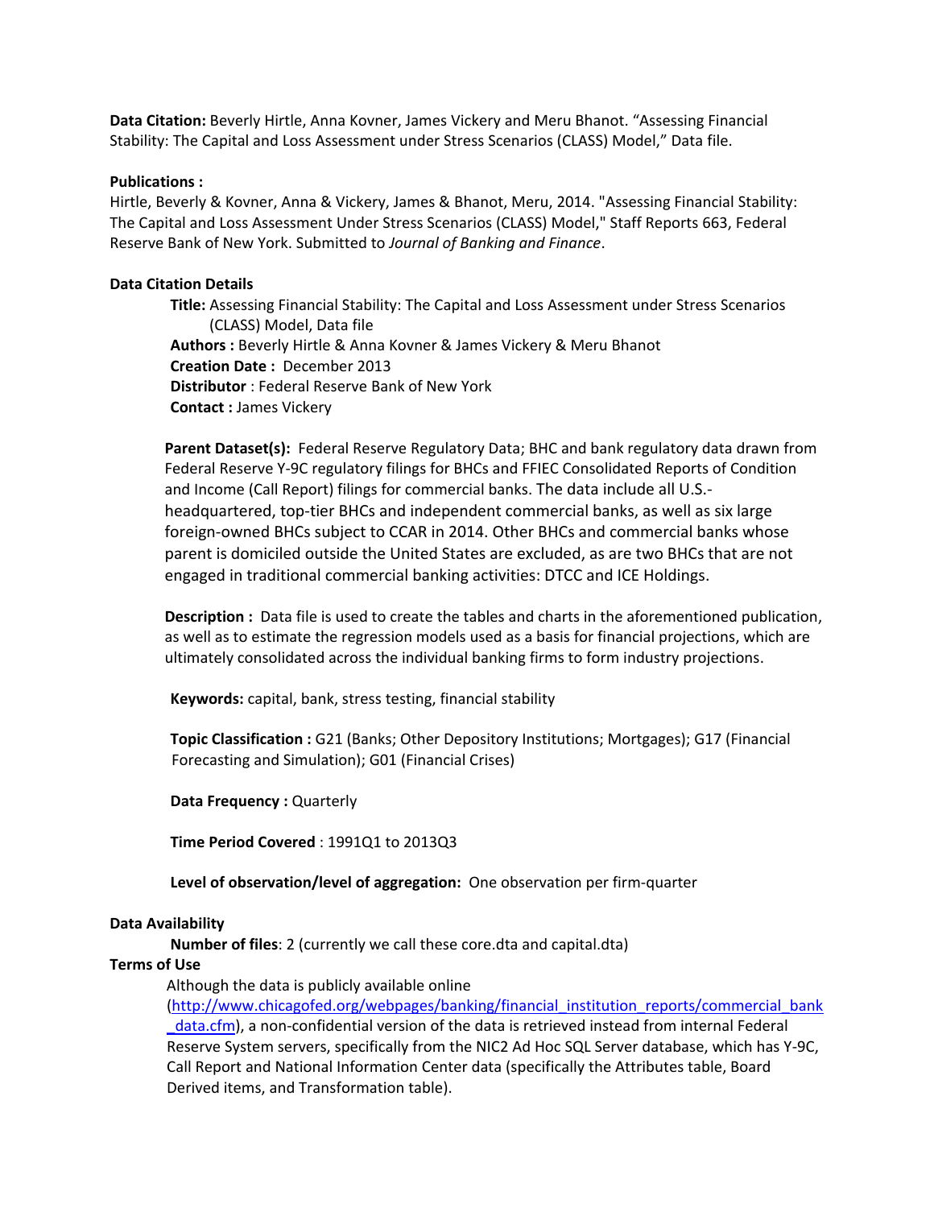**Data Citation:** Beverly Hirtle, Anna Kovner, James Vickery and Meru Bhanot. "Assessing Financial Stability: The Capital and Loss Assessment under Stress Scenarios (CLASS) Model," Data file.

**Publications :**

Hirtle, Beverly & Kovner, Anna & Vickery, James & Bhanot, Meru, 2014. "Assessing Financial Stability: The Capital and Loss Assessment Under Stress Scenarios (CLASS) Model," Staff Reports 663, Federal Reserve Bank of New York. Submitted to *Journal of Banking and Finance*.

**Data Citation Details**

> **Title:** Assessing Financial Stability: The Capital and Loss Assessment under Stress Scenarios (CLASS) Model, Data file
>
> **Authors :** Beverly Hirtle & Anna Kovner & James Vickery & Meru Bhanot
>
> **Creation Date :** December 2013
>
> **Distributor** : Federal Reserve Bank of New York
>
> **Contact :** James Vickery
>
> **Parent Dataset(s):** Federal Reserve Regulatory Data; BHC and bank regulatory data drawn from Federal Reserve Y-9C regulatory filings for BHCs and FFIEC Consolidated Reports of Condition and Income (Call Report) filings for commercial banks. The data include all U.S.-headquartered, top-tier BHCs and independent commercial banks, as well as six large foreign-owned BHCs subject to CCAR in 2014. Other BHCs and commercial banks whose parent is domiciled outside the United States are excluded, as are two BHCs that are not engaged in traditional commercial banking activities: DTCC and ICE Holdings.
>
> **Description :** Data file is used to create the tables and charts in the aforementioned publication, as well as to estimate the regression models used as a basis for financial projections, which are ultimately consolidated across the individual banking firms to form industry projections.
>
> **Keywords:** capital, bank, stress testing, financial stability
>
> **Topic Classification :** G21 (Banks; Other Depository Institutions; Mortgages); G17 (Financial Forecasting and Simulation); G01 (Financial Crises)
>
> **Data Frequency :** Quarterly
>
> **Time Period Covered** : 1991Q1 to 2013Q3
>
> **Level of observation/level of aggregation:** One observation per firm-quarter

**Data Availability**

> **Number of files**: 2 (currently we call these core.dta and capital.dta)

**Terms of Use**

> Although the data is publicly available online (http://www.chicagofed.org/webpages/banking/financial_institution_reports/commercial_bank_data.cfm), a non-confidential version of the data is retrieved instead from internal Federal Reserve System servers, specifically from the NIC2 Ad Hoc SQL Server database, which has Y-9C, Call Report and National Information Center data (specifically the Attributes table, Board Derived items, and Transformation table).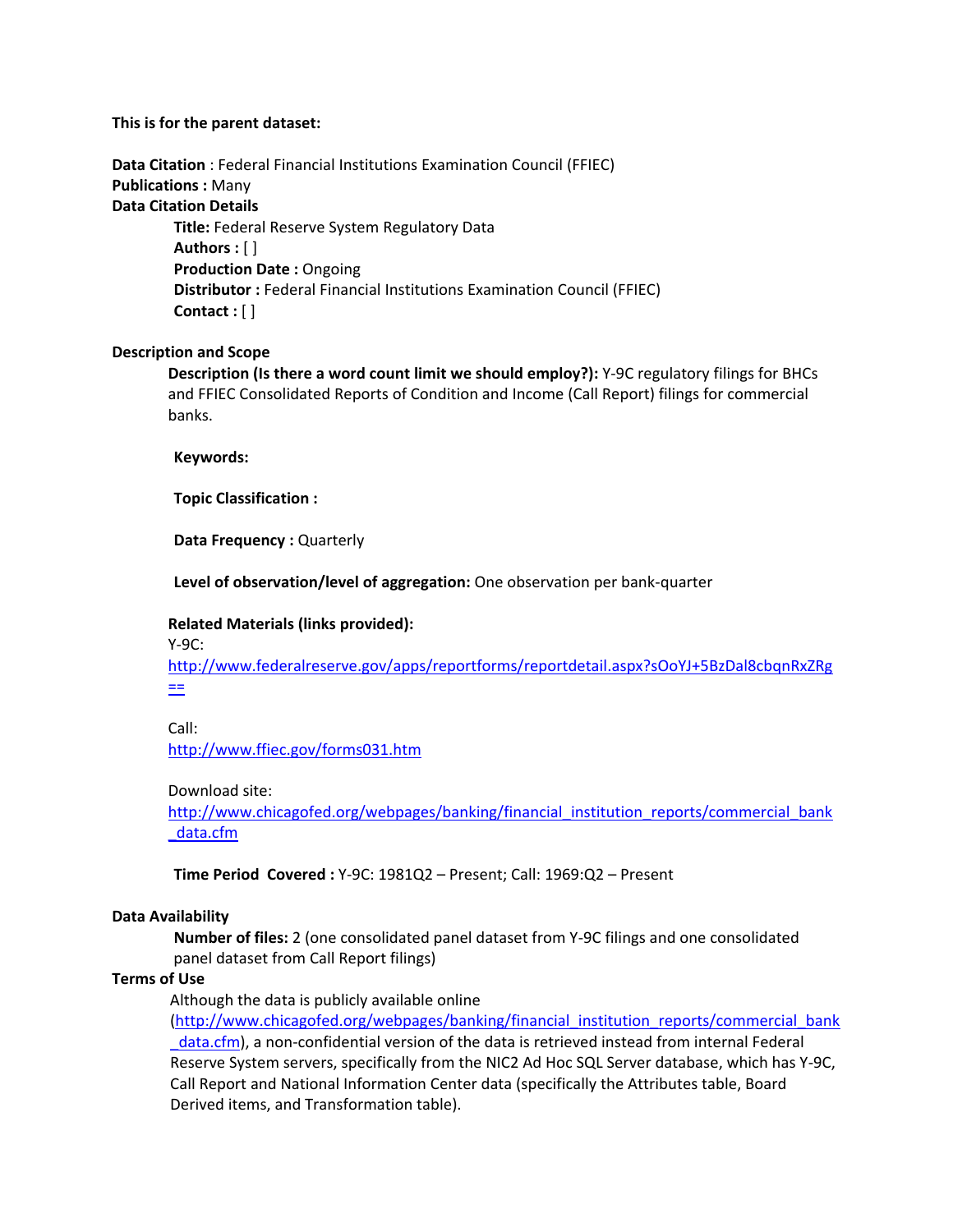**This is for the parent dataset:**

**Data Citation** : Federal Financial Institutions Examination Council (FFIEC)
**Publications :** Many
**Data Citation Details**

> **Title:** Federal Reserve System Regulatory Data
> **Authors :** [ ]
> **Production Date :** Ongoing
> **Distributor :** Federal Financial Institutions Examination Council (FFIEC)
> **Contact :** [ ]

**Description and Scope**

> **Description (Is there a word count limit we should employ?):** Y-9C regulatory filings for BHCs and FFIEC Consolidated Reports of Condition and Income (Call Report) filings for commercial banks.
>
> **Keywords:**
>
> **Topic Classification :**
>
> **Data Frequency :** Quarterly
>
> **Level of observation/level of aggregation:** One observation per bank-quarter
>
> **Related Materials (links provided):**
> Y-9C:
> http://www.federalreserve.gov/apps/reportforms/reportdetail.aspx?sOoYJ+5BzDal8cbqnRxZRg==
>
> Call:
> http://www.ffiec.gov/forms031.htm
>
> Download site:
> http://www.chicagofed.org/webpages/banking/financial_institution_reports/commercial_bank_data.cfm
>
> **Time Period Covered :** Y-9C: 1981Q2 – Present; Call: 1969:Q2 – Present

**Data Availability**

> **Number of files:** 2 (one consolidated panel dataset from Y-9C filings and one consolidated panel dataset from Call Report filings)

**Terms of Use**

> Although the data is publicly available online (http://www.chicagofed.org/webpages/banking/financial_institution_reports/commercial_bank_data.cfm), a non-confidential version of the data is retrieved instead from internal Federal Reserve System servers, specifically from the NIC2 Ad Hoc SQL Server database, which has Y-9C, Call Report and National Information Center data (specifically the Attributes table, Board Derived items, and Transformation table).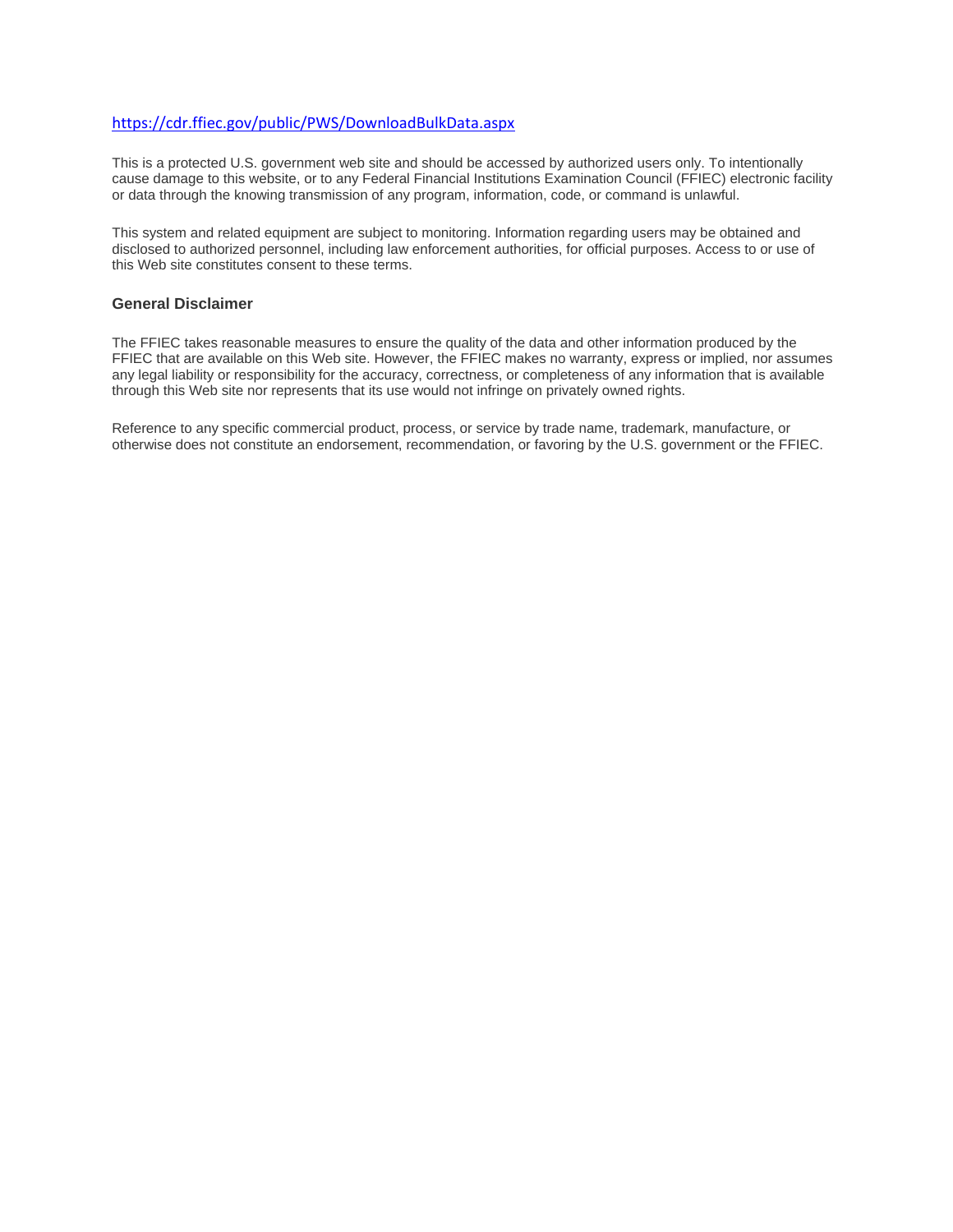https://cdr.ffiec.gov/public/PWS/DownloadBulkData.aspx

This is a protected U.S. government web site and should be accessed by authorized users only. To intentionally cause damage to this website, or to any Federal Financial Institutions Examination Council (FFIEC) electronic facility or data through the knowing transmission of any program, information, code, or command is unlawful.

This system and related equipment are subject to monitoring. Information regarding users may be obtained and disclosed to authorized personnel, including law enforcement authorities, for official purposes. Access to or use of this Web site constitutes consent to these terms.

### General Disclaimer

The FFIEC takes reasonable measures to ensure the quality of the data and other information produced by the FFIEC that are available on this Web site. However, the FFIEC makes no warranty, express or implied, nor assumes any legal liability or responsibility for the accuracy, correctness, or completeness of any information that is available through this Web site nor represents that its use would not infringe on privately owned rights.

Reference to any specific commercial product, process, or service by trade name, trademark, manufacture, or otherwise does not constitute an endorsement, recommendation, or favoring by the U.S. government or the FFIEC.